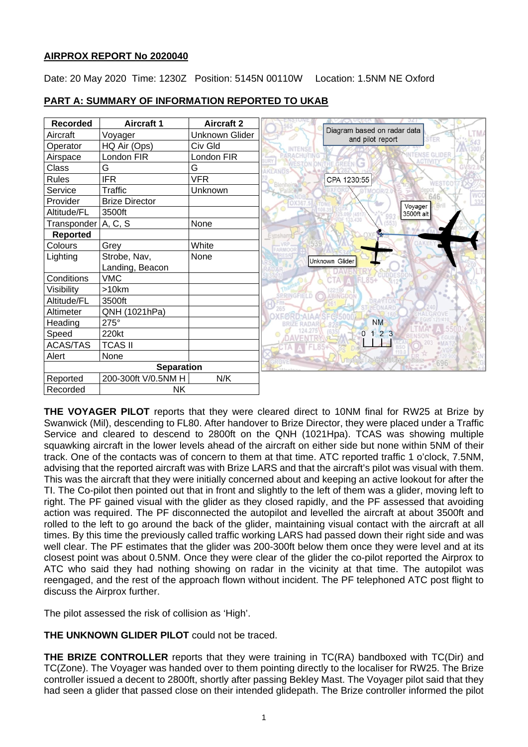## AIRPROX REPORT No 2020040

Date: 20 May 2020 Time: 1230Z Position: 5145N 00110W Location: 1.5NM NE Oxford

## PART A: SUMMARY OF INFORMATION REPORTED TO UKAB

| Recorded | Aircraft 1 | Aircraft 2 |
| --- | --- | --- |
| Aircraft | Voyager | Unknown Glider |
| Operator | HQ Air (Ops) | Civ Gld |
| Airspace | London FIR | London FIR |
| Class | G | G |
| Rules | IFR | VFR |
| Service | Traffic | Unknown |
| Provider | Brize Director | |
| Altitude/FL | 3500ft | |
| Transponder | A, C, S | None |
| **Reported** | | |
| Colours | Grey | White |
| Lighting | Strobe, Nav, Landing, Beacon | None |
| Conditions | VMC | |
| Visibility | >10km | |
| Altitude/FL | 3500ft | |
| Altimeter | QNH (1021hPa) | |
| Heading | 275° | |
| Speed | 220kt | |
| ACAS/TAS | TCAS II | |
| Alert | None | |
| **Separation** | | |
| Reported | 200-300ft V/0.5NM H | N/K |
| Recorded | NK | |

Diagram based on radar data and pilot report

**THE VOYAGER PILOT** reports that they were cleared direct to 10NM final for RW25 at Brize by Swanwick (Mil), descending to FL80. After handover to Brize Director, they were placed under a Traffic Service and cleared to descend to 2800ft on the QNH (1021Hpa). TCAS was showing multiple squawking aircraft in the lower levels ahead of the aircraft on either side but none within 5NM of their track. One of the contacts was of concern to them at that time. ATC reported traffic 1 o'clock, 7.5NM, advising that the reported aircraft was with Brize LARS and that the aircraft's pilot was visual with them. This was the aircraft that they were initially concerned about and keeping an active lookout for after the TI. The Co-pilot then pointed out that in front and slightly to the left of them was a glider, moving left to right. The PF gained visual with the glider as they closed rapidly, and the PF assessed that avoiding action was required. The PF disconnected the autopilot and levelled the aircraft at about 3500ft and rolled to the left to go around the back of the glider, maintaining visual contact with the aircraft at all times. By this time the previously called traffic working LARS had passed down their right side and was well clear. The PF estimates that the glider was 200-300ft below them once they were level and at its closest point was about 0.5NM. Once they were clear of the glider the co-pilot reported the Airprox to ATC who said they had nothing showing on radar in the vicinity at that time. The autopilot was reengaged, and the rest of the approach flown without incident. The PF telephoned ATC post flight to discuss the Airprox further.

The pilot assessed the risk of collision as 'High'.

**THE UNKNOWN GLIDER PILOT** could not be traced.

**THE BRIZE CONTROLLER** reports that they were training in TC(RA) bandboxed with TC(Dir) and TC(Zone). The Voyager was handed over to them pointing directly to the localiser for RW25. The Brize controller issued a decent to 2800ft, shortly after passing Bekley Mast. The Voyager pilot said that they had seen a glider that passed close on their intended glidepath. The Brize controller informed the pilot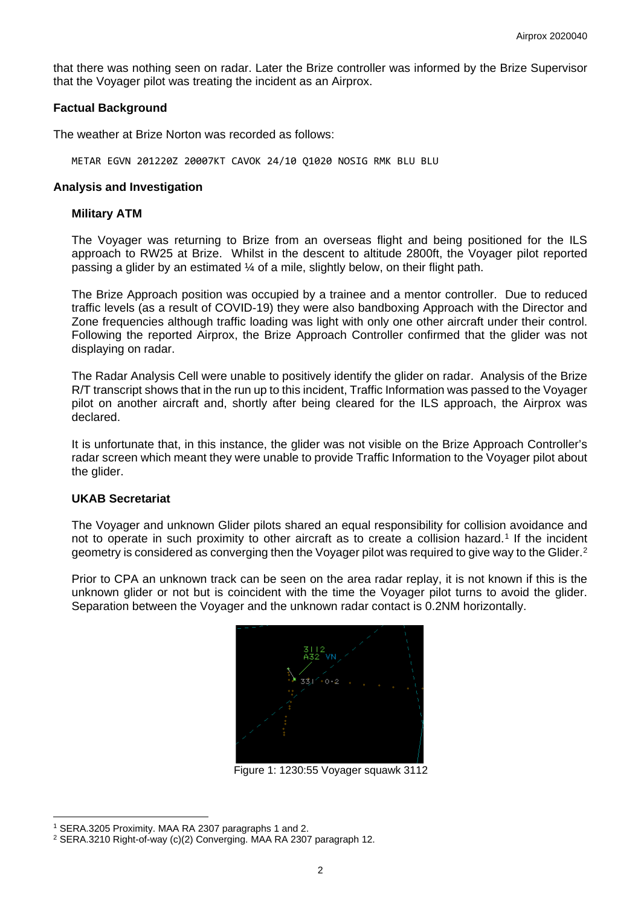that there was nothing seen on radar. Later the Brize controller was informed by the Brize Supervisor that the Voyager pilot was treating the incident as an Airprox.

### Factual Background

The weather at Brize Norton was recorded as follows:

```
METAR EGVN 201220Z 20007KT CAVOK 24/10 Q1020 NOSIG RMK BLU BLU
```

### Analysis and Investigation

#### Military ATM

The Voyager was returning to Brize from an overseas flight and being positioned for the ILS approach to RW25 at Brize. Whilst in the descent to altitude 2800ft, the Voyager pilot reported passing a glider by an estimated ¼ of a mile, slightly below, on their flight path.

The Brize Approach position was occupied by a trainee and a mentor controller. Due to reduced traffic levels (as a result of COVID-19) they were also bandboxing Approach with the Director and Zone frequencies although traffic loading was light with only one other aircraft under their control. Following the reported Airprox, the Brize Approach Controller confirmed that the glider was not displaying on radar.

The Radar Analysis Cell were unable to positively identify the glider on radar. Analysis of the Brize R/T transcript shows that in the run up to this incident, Traffic Information was passed to the Voyager pilot on another aircraft and, shortly after being cleared for the ILS approach, the Airprox was declared.

It is unfortunate that, in this instance, the glider was not visible on the Brize Approach Controller's radar screen which meant they were unable to provide Traffic Information to the Voyager pilot about the glider.

#### UKAB Secretariat

The Voyager and unknown Glider pilots shared an equal responsibility for collision avoidance and not to operate in such proximity to other aircraft as to create a collision hazard.[1] If the incident geometry is considered as converging then the Voyager pilot was required to give way to the Glider.[2]

Prior to CPA an unknown track can be seen on the area radar replay, it is not known if this is the unknown glider or not but is coincident with the time the Voyager pilot turns to avoid the glider. Separation between the Voyager and the unknown radar contact is 0.2NM horizontally.

Figure 1: 1230:55 Voyager squawk 3112

[1] SERA.3205 Proximity. MAA RA 2307 paragraphs 1 and 2.

[2] SERA.3210 Right-of-way (c)(2) Converging. MAA RA 2307 paragraph 12.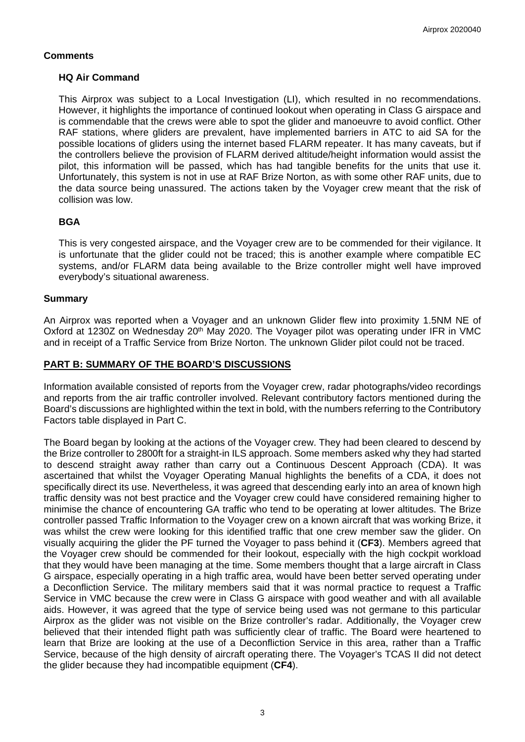## Comments

### HQ Air Command

This Airprox was subject to a Local Investigation (LI), which resulted in no recommendations. However, it highlights the importance of continued lookout when operating in Class G airspace and is commendable that the crews were able to spot the glider and manoeuvre to avoid conflict. Other RAF stations, where gliders are prevalent, have implemented barriers in ATC to aid SA for the possible locations of gliders using the internet based FLARM repeater. It has many caveats, but if the controllers believe the provision of FLARM derived altitude/height information would assist the pilot, this information will be passed, which has had tangible benefits for the units that use it. Unfortunately, this system is not in use at RAF Brize Norton, as with some other RAF units, due to the data source being unassured. The actions taken by the Voyager crew meant that the risk of collision was low.

### BGA

This is very congested airspace, and the Voyager crew are to be commended for their vigilance. It is unfortunate that the glider could not be traced; this is another example where compatible EC systems, and/or FLARM data being available to the Brize controller might well have improved everybody's situational awareness.

## Summary

An Airprox was reported when a Voyager and an unknown Glider flew into proximity 1.5NM NE of Oxford at 1230Z on Wednesday 20th May 2020. The Voyager pilot was operating under IFR in VMC and in receipt of a Traffic Service from Brize Norton. The unknown Glider pilot could not be traced.

## PART B: SUMMARY OF THE BOARD'S DISCUSSIONS

Information available consisted of reports from the Voyager crew, radar photographs/video recordings and reports from the air traffic controller involved. Relevant contributory factors mentioned during the Board's discussions are highlighted within the text in bold, with the numbers referring to the Contributory Factors table displayed in Part C.

The Board began by looking at the actions of the Voyager crew. They had been cleared to descend by the Brize controller to 2800ft for a straight-in ILS approach. Some members asked why they had started to descend straight away rather than carry out a Continuous Descent Approach (CDA). It was ascertained that whilst the Voyager Operating Manual highlights the benefits of a CDA, it does not specifically direct its use. Nevertheless, it was agreed that descending early into an area of known high traffic density was not best practice and the Voyager crew could have considered remaining higher to minimise the chance of encountering GA traffic who tend to be operating at lower altitudes. The Brize controller passed Traffic Information to the Voyager crew on a known aircraft that was working Brize, it was whilst the crew were looking for this identified traffic that one crew member saw the glider. On visually acquiring the glider the PF turned the Voyager to pass behind it (**CF3**). Members agreed that the Voyager crew should be commended for their lookout, especially with the high cockpit workload that they would have been managing at the time. Some members thought that a large aircraft in Class G airspace, especially operating in a high traffic area, would have been better served operating under a Deconfliction Service. The military members said that it was normal practice to request a Traffic Service in VMC because the crew were in Class G airspace with good weather and with all available aids. However, it was agreed that the type of service being used was not germane to this particular Airprox as the glider was not visible on the Brize controller's radar. Additionally, the Voyager crew believed that their intended flight path was sufficiently clear of traffic. The Board were heartened to learn that Brize are looking at the use of a Deconfliction Service in this area, rather than a Traffic Service, because of the high density of aircraft operating there. The Voyager's TCAS II did not detect the glider because they had incompatible equipment (**CF4**).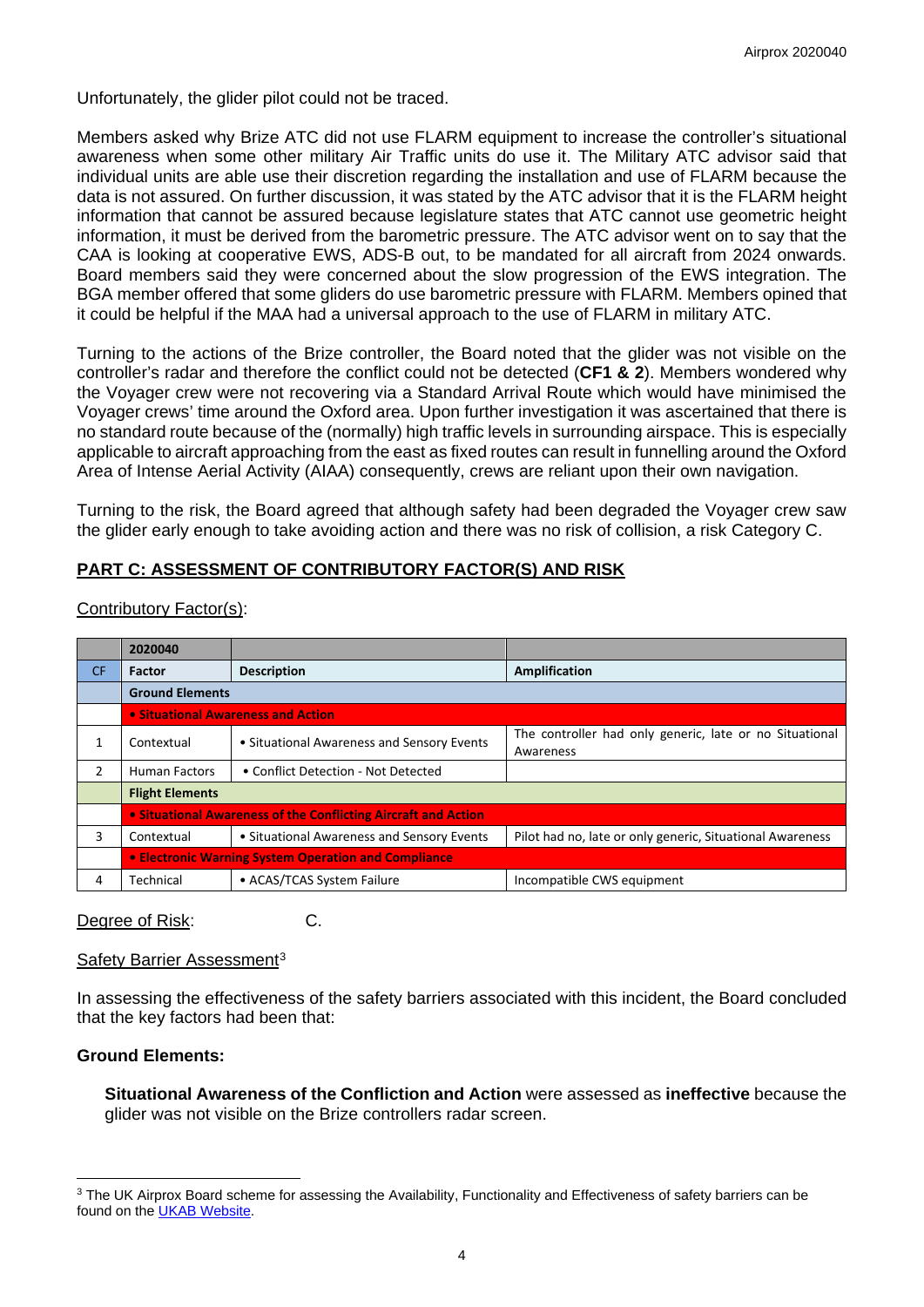Unfortunately, the glider pilot could not be traced.

Members asked why Brize ATC did not use FLARM equipment to increase the controller's situational awareness when some other military Air Traffic units do use it. The Military ATC advisor said that individual units are able use their discretion regarding the installation and use of FLARM because the data is not assured. On further discussion, it was stated by the ATC advisor that it is the FLARM height information that cannot be assured because legislature states that ATC cannot use geometric height information, it must be derived from the barometric pressure. The ATC advisor went on to say that the CAA is looking at cooperative EWS, ADS-B out, to be mandated for all aircraft from 2024 onwards. Board members said they were concerned about the slow progression of the EWS integration. The BGA member offered that some gliders do use barometric pressure with FLARM. Members opined that it could be helpful if the MAA had a universal approach to the use of FLARM in military ATC.

Turning to the actions of the Brize controller, the Board noted that the glider was not visible on the controller's radar and therefore the conflict could not be detected (**CF1 & 2**). Members wondered why the Voyager crew were not recovering via a Standard Arrival Route which would have minimised the Voyager crews' time around the Oxford area. Upon further investigation it was ascertained that there is no standard route because of the (normally) high traffic levels in surrounding airspace. This is especially applicable to aircraft approaching from the east as fixed routes can result in funnelling around the Oxford Area of Intense Aerial Activity (AIAA) consequently, crews are reliant upon their own navigation.

Turning to the risk, the Board agreed that although safety had been degraded the Voyager crew saw the glider early enough to take avoiding action and there was no risk of collision, a risk Category C.

## PART C: ASSESSMENT OF CONTRIBUTORY FACTOR(S) AND RISK

Contributory Factor(s):

| | 2020040 | | |
|---|---|---|---|
| CF | Factor | Description | Amplification |
| | **Ground Elements** | | |
| | **• Situational Awareness and Action** | | |
| 1 | Contextual | • Situational Awareness and Sensory Events | The controller had only generic, late or no Situational Awareness |
| 2 | Human Factors | • Conflict Detection - Not Detected | |
| | **Flight Elements** | | |
| | **• Situational Awareness of the Conflicting Aircraft and Action** | | |
| 3 | Contextual | • Situational Awareness and Sensory Events | Pilot had no, late or only generic, Situational Awareness |
| | **• Electronic Warning System Operation and Compliance** | | |
| 4 | Technical | • ACAS/TCAS System Failure | Incompatible CWS equipment |

Degree of Risk: C.

Safety Barrier Assessment[3]

In assessing the effectiveness of the safety barriers associated with this incident, the Board concluded that the key factors had been that:

**Ground Elements:**

**Situational Awareness of the Confliction and Action** were assessed as **ineffective** because the glider was not visible on the Brize controllers radar screen.

[3] The UK Airprox Board scheme for assessing the Availability, Functionality and Effectiveness of safety barriers can be found on the UKAB Website.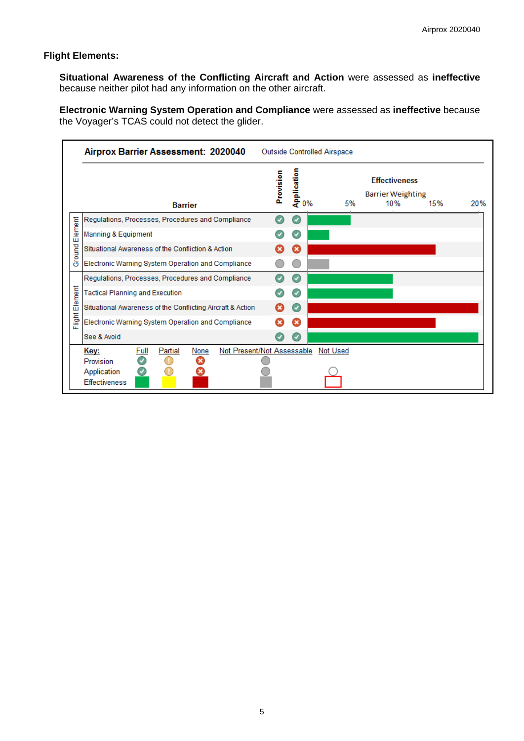**Flight Elements:**

**Situational Awareness of the Conflicting Aircraft and Action** were assessed as **ineffective** because neither pilot had any information on the other aircraft.

**Electronic Warning System Operation and Compliance** were assessed as **ineffective** because the Voyager's TCAS could not detect the glider.

**Airprox Barrier Assessment: 2020040**

Outside Controlled Airspace

Barrier

Provision

Application

Effectiveness

Barrier Weighting

0%

5%

10%

15%

20%

Ground Element

Regulations, Processes, Procedures and Compliance

Manning & Equipment

Situational Awareness of the Confliction & Action

Electronic Warning System Operation and Compliance

Flight Element

Regulations, Processes, Procedures and Compliance

Tactical Planning and Execution

Situational Awareness of the Conflicting Aircraft & Action

Electronic Warning System Operation and Compliance

See & Avoid

Key: Full Partial None Not Present/Not Assessable Not Used

Provision

Application

Effectiveness